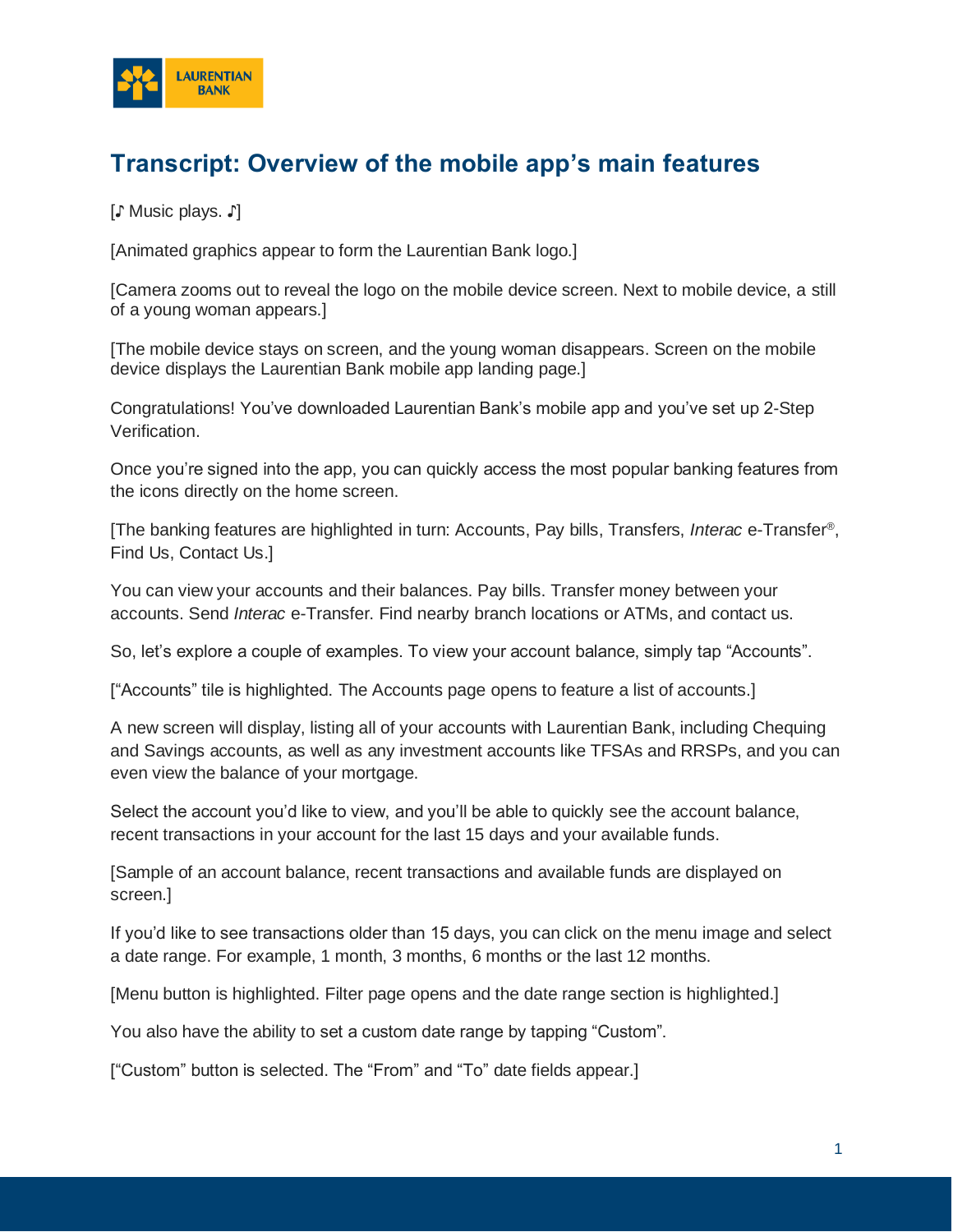# Transcript: Overview of the mobile app's main features

[♪ Music plays. ♪]

[Animated graphics appear to form the Laurentian Bank logo.]

[Camera zooms out to reveal the logo on the mobile device screen. Next to mobile device, a still of a young woman appears.]

[The mobile device stays on screen, and the young woman disappears. Screen on the mobile device displays the Laurentian Bank mobile app landing page.]

Congratulations! You've downloaded Laurentian Bank's mobile app and you've set up 2-Step Verification.

Once you're signed into the app, you can quickly access the most popular banking features from the icons directly on the home screen.

[The banking features are highlighted in turn: Accounts, Pay bills, Transfers, *Interac* e-Transfer®, Find Us, Contact Us.]

You can view your accounts and their balances. Pay bills. Transfer money between your accounts. Send *Interac* e-Transfer. Find nearby branch locations or ATMs, and contact us.

So, let's explore a couple of examples. To view your account balance, simply tap "Accounts".

["Accounts" tile is highlighted. The Accounts page opens to feature a list of accounts.]

A new screen will display, listing all of your accounts with Laurentian Bank, including Chequing and Savings accounts, as well as any investment accounts like TFSAs and RRSPs, and you can even view the balance of your mortgage.

Select the account you'd like to view, and you'll be able to quickly see the account balance, recent transactions in your account for the last 15 days and your available funds.

[Sample of an account balance, recent transactions and available funds are displayed on screen.]

If you'd like to see transactions older than 15 days, you can click on the menu image and select a date range. For example, 1 month, 3 months, 6 months or the last 12 months.

[Menu button is highlighted. Filter page opens and the date range section is highlighted.]

You also have the ability to set a custom date range by tapping "Custom".

["Custom" button is selected. The "From" and "To" date fields appear.]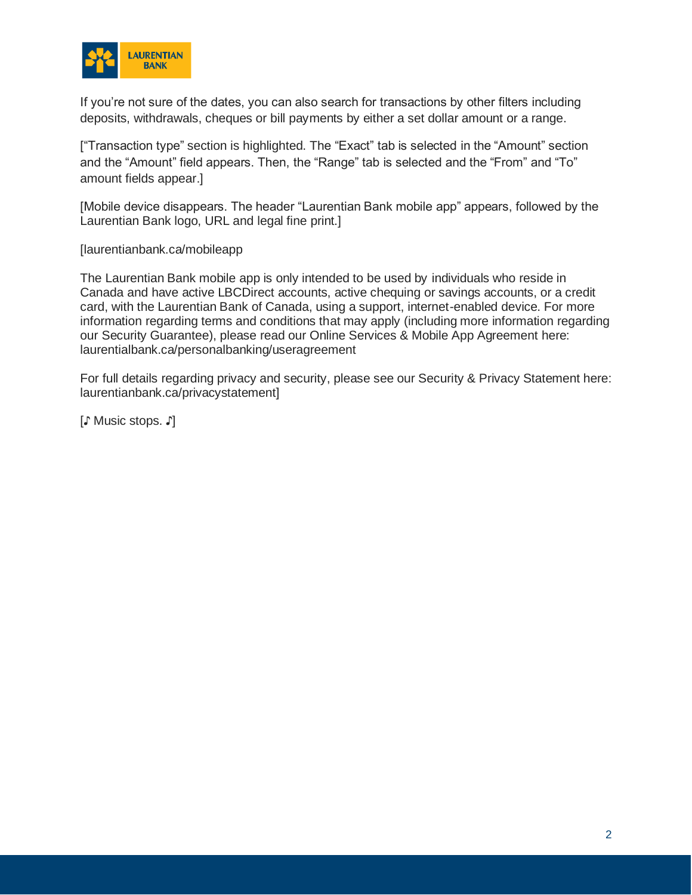If you're not sure of the dates, you can also search for transactions by other filters including deposits, withdrawals, cheques or bill payments by either a set dollar amount or a range.

["Transaction type" section is highlighted. The "Exact" tab is selected in the "Amount" section and the "Amount" field appears. Then, the "Range" tab is selected and the "From" and "To" amount fields appear.]

[Mobile device disappears. The header "Laurentian Bank mobile app" appears, followed by the Laurentian Bank logo, URL and legal fine print.]

[laurentianbank.ca/mobileapp

The Laurentian Bank mobile app is only intended to be used by individuals who reside in Canada and have active LBCDirect accounts, active chequing or savings accounts, or a credit card, with the Laurentian Bank of Canada, using a support, internet-enabled device. For more information regarding terms and conditions that may apply (including more information regarding our Security Guarantee), please read our Online Services & Mobile App Agreement here: laurentialbank.ca/personalbanking/useragreement

For full details regarding privacy and security, please see our Security & Privacy Statement here: laurentianbank.ca/privacystatement]

[♪ Music stops. ♪]